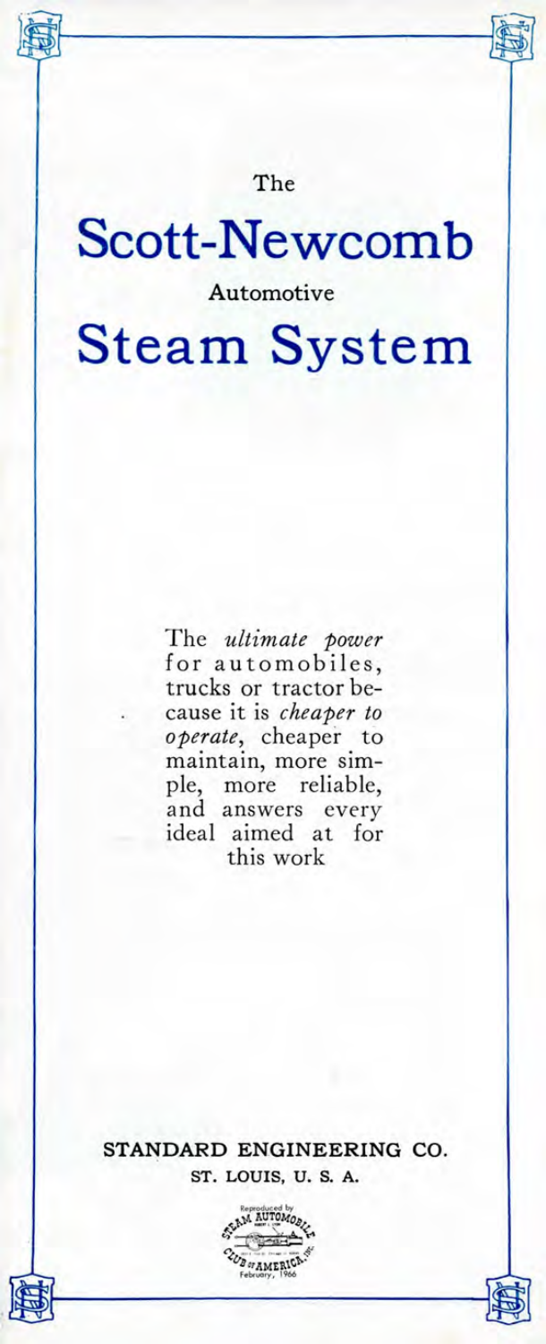The

# Scott-Newcomb

Automotive

# Steam System

The *ultimate power* for automobiles, trucks or tractor because it is *cheaper to operate*, cheaper to maintain, more simple, more reliable, and answers every ideal aimed at for this work

**STANDARD ENGINEERING CO.**

**ST. LOUIS, U. S. A.**

Reproduced by Steam Automobile Club of America, Inc. February, 1966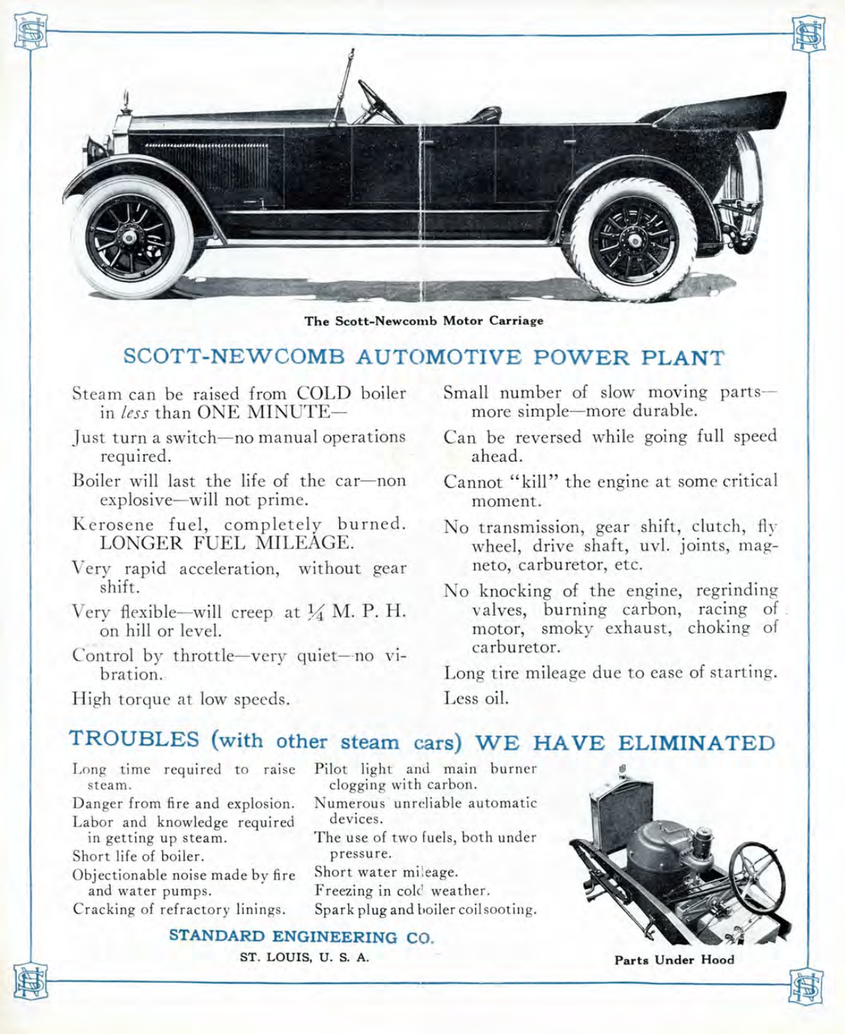The Scott-Newcomb Motor Carriage

## SCOTT-NEWCOMB AUTOMOTIVE POWER PLANT

Steam can be raised from COLD boiler in *less* than ONE MINUTE—

Just turn a switch—no manual operations required.

Boiler will last the life of the car—non explosive—will not prime.

Kerosene fuel, completely burned. LONGER FUEL MILEAGE.

Very rapid acceleration, without gear shift.

Very flexible—will creep at ¼ M. P. H. on hill or level.

Control by throttle—very quiet—no vibration.

High torque at low speeds.

Small number of slow moving parts—more simple—more durable.

Can be reversed while going full speed ahead.

Cannot "kill" the engine at some critical moment.

No transmission, gear shift, clutch, fly wheel, drive shaft, uvl. joints, magneto, carburetor, etc.

No knocking of the engine, regrinding valves, burning carbon, racing of motor, smoky exhaust, choking of carburetor.

Long tire mileage due to ease of starting.

Less oil.

## TROUBLES (with other steam cars) WE HAVE ELIMINATED

Long time required to raise steam.

Danger from fire and explosion.

Labor and knowledge required in getting up steam.

Short life of boiler.

Objectionable noise made by fire and water pumps.

Cracking of refractory linings.

Pilot light and main burner clogging with carbon.

Numerous unreliable automatic devices.

The use of two fuels, both under pressure.

Short water mileage.

Freezing in cold weather.

Spark plug and boiler coil sooting.

Parts Under Hood

**STANDARD ENGINEERING CO.**

ST. LOUIS, U. S. A.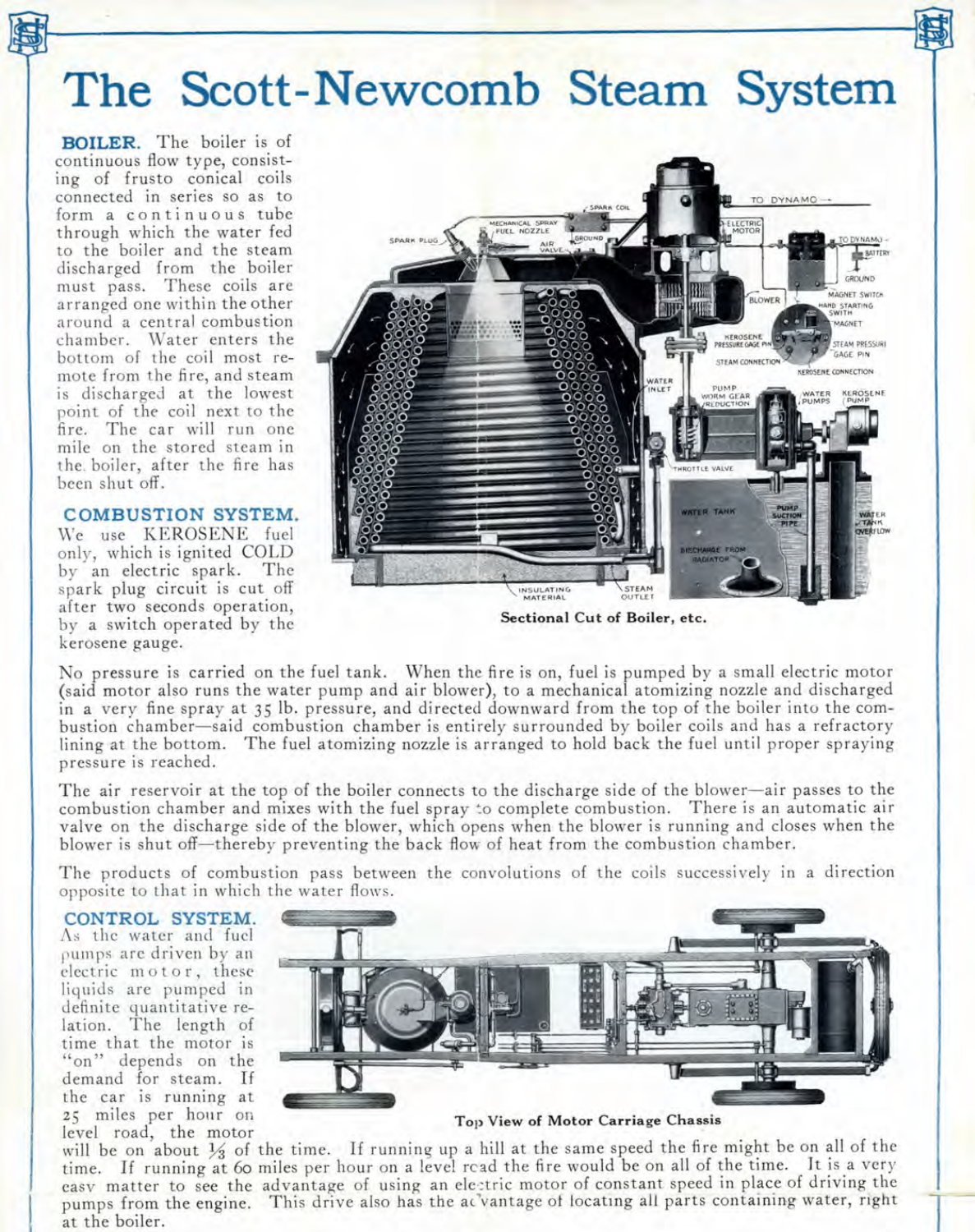# The Scott-Newcomb Steam System

**BOILER.** The boiler is of continuous flow type, consisting of frusto conical coils connected in series so as to form a continuous tube through which the water fed to the boiler and the steam discharged from the boiler must pass. These coils are arranged one within the other around a central combustion chamber. Water enters the bottom of the coil most remote from the fire, and steam is discharged at the lowest point of the coil next to the fire. The car will run one mile on the stored steam in the boiler, after the fire has been shut off.

**COMBUSTION SYSTEM.** We use KEROSENE fuel only, which is ignited COLD by an electric spark. The spark plug circuit is cut off after two seconds operation, by a switch operated by the kerosene gauge.

**Sectional Cut of Boiler, etc.**

No pressure is carried on the fuel tank. When the fire is on, fuel is pumped by a small electric motor (said motor also runs the water pump and air blower), to a mechanical atomizing nozzle and discharged in a very fine spray at 35 lb. pressure, and directed downward from the top of the boiler into the combustion chamber—said combustion chamber is entirely surrounded by boiler coils and has a refractory lining at the bottom. The fuel atomizing nozzle is arranged to hold back the fuel until proper spraying pressure is reached.

The air reservoir at the top of the boiler connects to the discharge side of the blower—air passes to the combustion chamber and mixes with the fuel spray to complete combustion. There is an automatic air valve on the discharge side of the blower, which opens when the blower is running and closes when the blower is shut off—thereby preventing the back flow of heat from the combustion chamber.

The products of combustion pass between the convolutions of the coils successively in a direction opposite to that in which the water flows.

**CONTROL SYSTEM.** As the water and fuel pumps are driven by an electric motor, these liquids are pumped in definite quantitative relation. The length of time that the motor is "on" depends on the demand for steam. If the car is running at 25 miles per hour on level road, the motor will be on about 1/3 of the time. If running up a hill at the same speed the fire might be on all of the time. If running at 60 miles per hour on a level road the fire would be on all of the time. It is a very easy matter to see the advantage of using an electric motor of constant speed in place of driving the pumps from the engine. This drive also has the advantage of locating all parts containing water, right at the boiler.

**Top View of Motor Carriage Chassis**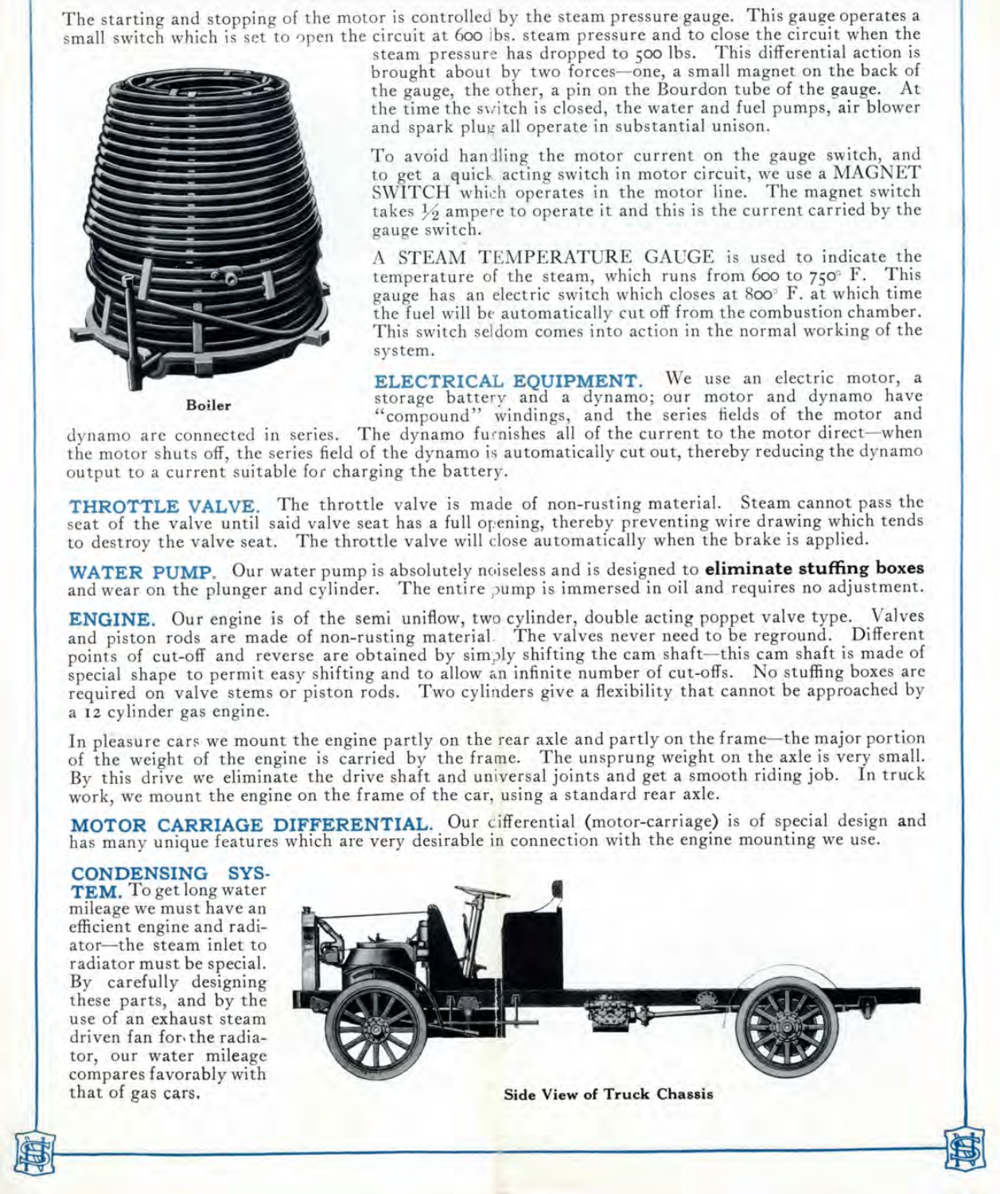The starting and stopping of the motor is controlled by the steam pressure gauge. This gauge operates a small switch which is set to open the circuit at 600 lbs. steam pressure and to close the circuit when the steam pressure has dropped to 500 lbs. This differential action is brought about by two forces—one, a small magnet on the back of the gauge, the other, a pin on the Bourdon tube of the gauge. At the time the switch is closed, the water and fuel pumps, air blower and spark plug all operate in substantial unison.

Boiler

To avoid handling the motor current on the gauge switch, and to get a quick acting switch in motor circuit, we use a MAGNET SWITCH which operates in the motor line. The magnet switch takes ½ ampere to operate it and this is the current carried by the gauge switch.

A STEAM TEMPERATURE GAUGE is used to indicate the temperature of the steam, which runs from 600 to 750° F. This gauge has an electric switch which closes at 800° F. at which time the fuel will be automatically cut off from the combustion chamber. This switch seldom comes into action in the normal working of the system.

**ELECTRICAL EQUIPMENT.** We use an electric motor, a storage battery and a dynamo; our motor and dynamo have "compound" windings, and the series fields of the motor and dynamo are connected in series. The dynamo furnishes all of the current to the motor direct—when the motor shuts off, the series field of the dynamo is automatically cut out, thereby reducing the dynamo output to a current suitable for charging the battery.

**THROTTLE VALVE.** The throttle valve is made of non-rusting material. Steam cannot pass the seat of the valve until said valve seat has a full opening, thereby preventing wire drawing which tends to destroy the valve seat. The throttle valve will close automatically when the brake is applied.

**WATER PUMP.** Our water pump is absolutely noiseless and is designed to **eliminate stuffing boxes** and wear on the plunger and cylinder. The entire pump is immersed in oil and requires no adjustment.

**ENGINE.** Our engine is of the semi uniflow, two cylinder, double acting poppet valve type. Valves and piston rods are made of non-rusting material. The valves never need to be reground. Different points of cut-off and reverse are obtained by simply shifting the cam shaft—this cam shaft is made of special shape to permit easy shifting and to allow an infinite number of cut-offs. No stuffing boxes are required on valve stems or piston rods. Two cylinders give a flexibility that cannot be approached by a 12 cylinder gas engine.

In pleasure cars we mount the engine partly on the rear axle and partly on the frame—the major portion of the weight of the engine is carried by the frame. The unsprung weight on the axle is very small. By this drive we eliminate the drive shaft and universal joints and get a smooth riding job. In truck work, we mount the engine on the frame of the car, using a standard rear axle.

**MOTOR CARRIAGE DIFFERENTIAL.** Our differential (motor-carriage) is of special design and has many unique features which are very desirable in connection with the engine mounting we use.

**CONDENSING SYSTEM.** To get long water mileage we must have an efficient engine and radiator—the steam inlet to radiator must be special. By carefully designing these parts, and by the use of an exhaust steam driven fan for the radiator, our water mileage compares favorably with that of gas cars.

Side View of Truck Chassis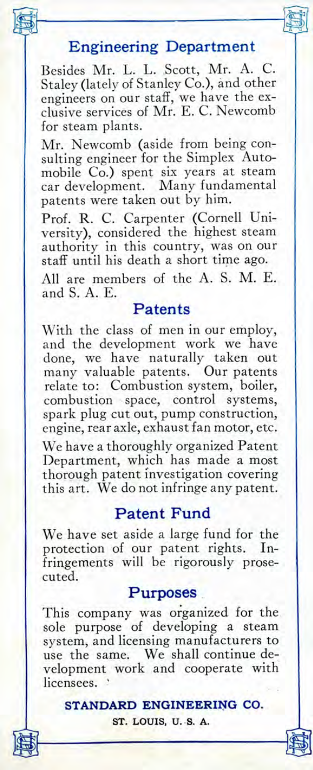## Engineering Department

Besides Mr. L. L. Scott, Mr. A. C. Staley (lately of Stanley Co.), and other engineers on our staff, we have the exclusive services of Mr. E. C. Newcomb for steam plants.

Mr. Newcomb (aside from being consulting engineer for the Simplex Automobile Co.) spent six years at steam car development. Many fundamental patents were taken out by him.

Prof. R. C. Carpenter (Cornell University), considered the highest steam authority in this country, was on our staff until his death a short time ago.

All are members of the A. S. M. E. and S. A. E.

## Patents

With the class of men in our employ, and the development work we have done, we have naturally taken out many valuable patents. Our patents relate to: Combustion system, boiler, combustion space, control systems, spark plug cut out, pump construction, engine, rear axle, exhaust fan motor, etc.

We have a thoroughly organized Patent Department, which has made a most thorough patent investigation covering this art. We do not infringe any patent.

## Patent Fund

We have set aside a large fund for the protection of our patent rights. Infringements will be rigorously prosecuted.

## Purposes

This company was organized for the sole purpose of developing a steam system, and licensing manufacturers to use the same. We shall continue development work and cooperate with licensees.

**STANDARD ENGINEERING CO.**

**ST. LOUIS, U. S. A.**